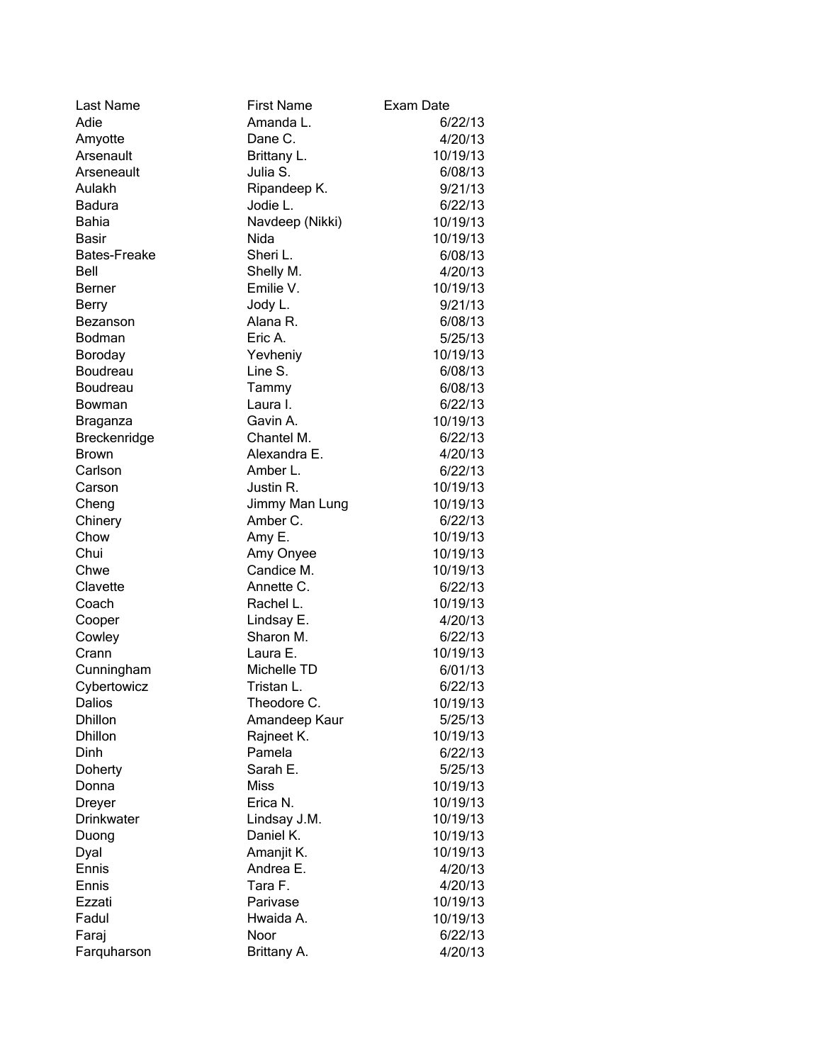| Last Name | First Name | Exam Date |
|---|---|---|
| Adie | Amanda L. | 6/22/13 |
| Amyotte | Dane C. | 4/20/13 |
| Arsenault | Brittany L. | 10/19/13 |
| Arseneault | Julia S. | 6/08/13 |
| Aulakh | Ripandeep K. | 9/21/13 |
| Badura | Jodie L. | 6/22/13 |
| Bahia | Navdeep (Nikki) | 10/19/13 |
| Basir | Nida | 10/19/13 |
| Bates-Freake | Sheri L. | 6/08/13 |
| Bell | Shelly M. | 4/20/13 |
| Berner | Emilie V. | 10/19/13 |
| Berry | Jody L. | 9/21/13 |
| Bezanson | Alana R. | 6/08/13 |
| Bodman | Eric A. | 5/25/13 |
| Boroday | Yevheniy | 10/19/13 |
| Boudreau | Line S. | 6/08/13 |
| Boudreau | Tammy | 6/08/13 |
| Bowman | Laura I. | 6/22/13 |
| Braganza | Gavin A. | 10/19/13 |
| Breckenridge | Chantel M. | 6/22/13 |
| Brown | Alexandra E. | 4/20/13 |
| Carlson | Amber L. | 6/22/13 |
| Carson | Justin R. | 10/19/13 |
| Cheng | Jimmy Man Lung | 10/19/13 |
| Chinery | Amber C. | 6/22/13 |
| Chow | Amy E. | 10/19/13 |
| Chui | Amy Onyee | 10/19/13 |
| Chwe | Candice M. | 10/19/13 |
| Clavette | Annette C. | 6/22/13 |
| Coach | Rachel L. | 10/19/13 |
| Cooper | Lindsay E. | 4/20/13 |
| Cowley | Sharon M. | 6/22/13 |
| Crann | Laura E. | 10/19/13 |
| Cunningham | Michelle TD | 6/01/13 |
| Cybertowicz | Tristan L. | 6/22/13 |
| Dalios | Theodore C. | 10/19/13 |
| Dhillon | Amandeep Kaur | 5/25/13 |
| Dhillon | Rajneet K. | 10/19/13 |
| Dinh | Pamela | 6/22/13 |
| Doherty | Sarah E. | 5/25/13 |
| Donna | Miss | 10/19/13 |
| Dreyer | Erica N. | 10/19/13 |
| Drinkwater | Lindsay J.M. | 10/19/13 |
| Duong | Daniel K. | 10/19/13 |
| Dyal | Amanjit K. | 10/19/13 |
| Ennis | Andrea E. | 4/20/13 |
| Ennis | Tara F. | 4/20/13 |
| Ezzati | Parivase | 10/19/13 |
| Fadul | Hwaida A. | 10/19/13 |
| Faraj | Noor | 6/22/13 |
| Farquharson | Brittany A. | 4/20/13 |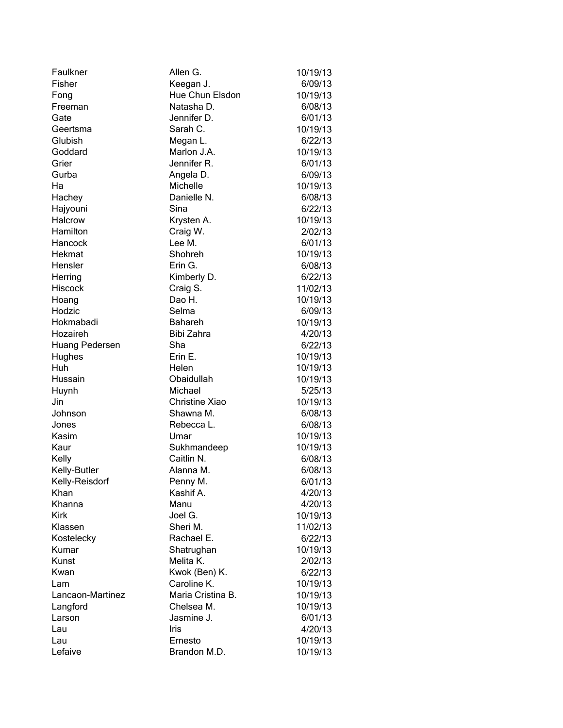| | | |
|---|---|---|
| Faulkner | Allen G. | 10/19/13 |
| Fisher | Keegan J. | 6/09/13 |
| Fong | Hue Chun Elsdon | 10/19/13 |
| Freeman | Natasha D. | 6/08/13 |
| Gate | Jennifer D. | 6/01/13 |
| Geertsma | Sarah C. | 10/19/13 |
| Glubish | Megan L. | 6/22/13 |
| Goddard | Marlon J.A. | 10/19/13 |
| Grier | Jennifer R. | 6/01/13 |
| Gurba | Angela D. | 6/09/13 |
| Ha | Michelle | 10/19/13 |
| Hachey | Danielle N. | 6/08/13 |
| Hajyouni | Sina | 6/22/13 |
| Halcrow | Krysten A. | 10/19/13 |
| Hamilton | Craig W. | 2/02/13 |
| Hancock | Lee M. | 6/01/13 |
| Hekmat | Shohreh | 10/19/13 |
| Hensler | Erin G. | 6/08/13 |
| Herring | Kimberly D. | 6/22/13 |
| Hiscock | Craig S. | 11/02/13 |
| Hoang | Dao H. | 10/19/13 |
| Hodzic | Selma | 6/09/13 |
| Hokmabadi | Bahareh | 10/19/13 |
| Hozaireh | Bibi Zahra | 4/20/13 |
| Huang Pedersen | Sha | 6/22/13 |
| Hughes | Erin E. | 10/19/13 |
| Huh | Helen | 10/19/13 |
| Hussain | Obaidullah | 10/19/13 |
| Huynh | Michael | 5/25/13 |
| Jin | Christine Xiao | 10/19/13 |
| Johnson | Shawna M. | 6/08/13 |
| Jones | Rebecca L. | 6/08/13 |
| Kasim | Umar | 10/19/13 |
| Kaur | Sukhmandeep | 10/19/13 |
| Kelly | Caitlin N. | 6/08/13 |
| Kelly-Butler | Alanna M. | 6/08/13 |
| Kelly-Reisdorf | Penny M. | 6/01/13 |
| Khan | Kashif A. | 4/20/13 |
| Khanna | Manu | 4/20/13 |
| Kirk | Joel G. | 10/19/13 |
| Klassen | Sheri M. | 11/02/13 |
| Kostelecky | Rachael E. | 6/22/13 |
| Kumar | Shatrughan | 10/19/13 |
| Kunst | Melita K. | 2/02/13 |
| Kwan | Kwok (Ben) K. | 6/22/13 |
| Lam | Caroline K. | 10/19/13 |
| Lancaon-Martinez | Maria Cristina B. | 10/19/13 |
| Langford | Chelsea M. | 10/19/13 |
| Larson | Jasmine J. | 6/01/13 |
| Lau | Iris | 4/20/13 |
| Lau | Ernesto | 10/19/13 |
| Lefaive | Brandon M.D. | 10/19/13 |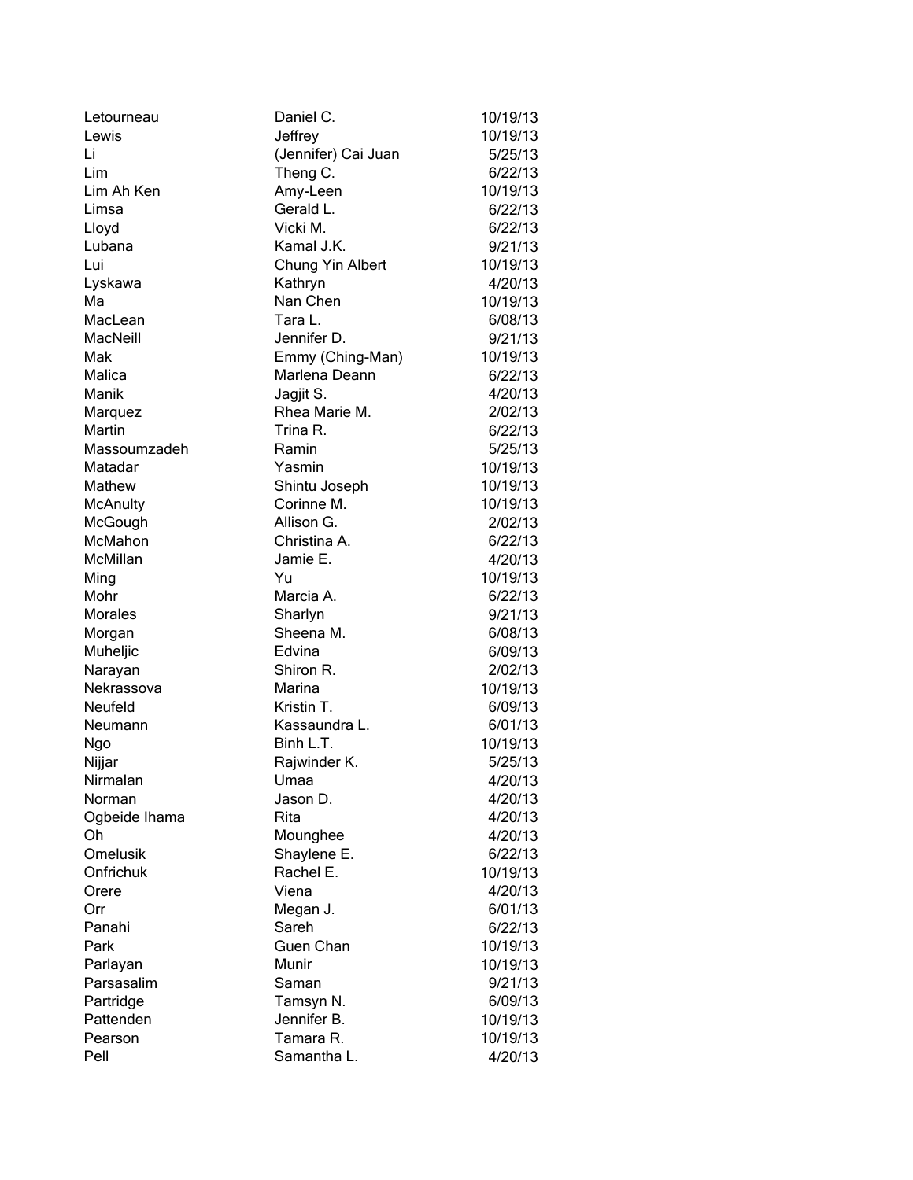| | | |
|---|---|---|
| Letourneau | Daniel C. | 10/19/13 |
| Lewis | Jeffrey | 10/19/13 |
| Li | (Jennifer) Cai Juan | 5/25/13 |
| Lim | Theng C. | 6/22/13 |
| Lim Ah Ken | Amy-Leen | 10/19/13 |
| Limsa | Gerald L. | 6/22/13 |
| Lloyd | Vicki M. | 6/22/13 |
| Lubana | Kamal J.K. | 9/21/13 |
| Lui | Chung Yin Albert | 10/19/13 |
| Lyskawa | Kathryn | 4/20/13 |
| Ma | Nan Chen | 10/19/13 |
| MacLean | Tara L. | 6/08/13 |
| MacNeill | Jennifer D. | 9/21/13 |
| Mak | Emmy (Ching-Man) | 10/19/13 |
| Malica | Marlena Deann | 6/22/13 |
| Manik | Jagjit S. | 4/20/13 |
| Marquez | Rhea Marie M. | 2/02/13 |
| Martin | Trina R. | 6/22/13 |
| Massoumzadeh | Ramin | 5/25/13 |
| Matadar | Yasmin | 10/19/13 |
| Mathew | Shintu Joseph | 10/19/13 |
| McAnulty | Corinne M. | 10/19/13 |
| McGough | Allison G. | 2/02/13 |
| McMahon | Christina A. | 6/22/13 |
| McMillan | Jamie E. | 4/20/13 |
| Ming | Yu | 10/19/13 |
| Mohr | Marcia A. | 6/22/13 |
| Morales | Sharlyn | 9/21/13 |
| Morgan | Sheena M. | 6/08/13 |
| Muheljic | Edvina | 6/09/13 |
| Narayan | Shiron R. | 2/02/13 |
| Nekrassova | Marina | 10/19/13 |
| Neufeld | Kristin T. | 6/09/13 |
| Neumann | Kassaundra L. | 6/01/13 |
| Ngo | Binh L.T. | 10/19/13 |
| Nijjar | Rajwinder K. | 5/25/13 |
| Nirmalan | Umaa | 4/20/13 |
| Norman | Jason D. | 4/20/13 |
| Ogbeide Ihama | Rita | 4/20/13 |
| Oh | Mounghee | 4/20/13 |
| Omelusik | Shaylene E. | 6/22/13 |
| Onfrichuk | Rachel E. | 10/19/13 |
| Orere | Viena | 4/20/13 |
| Orr | Megan J. | 6/01/13 |
| Panahi | Sareh | 6/22/13 |
| Park | Guen Chan | 10/19/13 |
| Parlayan | Munir | 10/19/13 |
| Parsasalim | Saman | 9/21/13 |
| Partridge | Tamsyn N. | 6/09/13 |
| Pattenden | Jennifer B. | 10/19/13 |
| Pearson | Tamara R. | 10/19/13 |
| Pell | Samantha L. | 4/20/13 |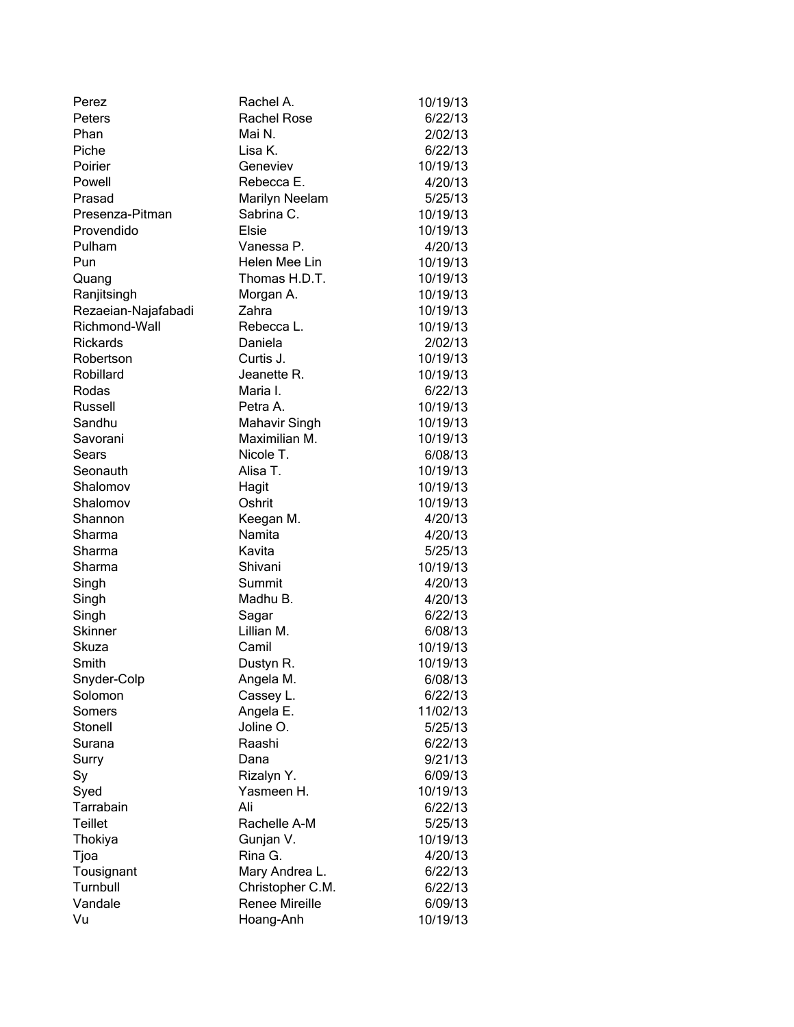| | | |
|---|---|---|
| Perez | Rachel A. | 10/19/13 |
| Peters | Rachel Rose | 6/22/13 |
| Phan | Mai N. | 2/02/13 |
| Piche | Lisa K. | 6/22/13 |
| Poirier | Geneviev | 10/19/13 |
| Powell | Rebecca E. | 4/20/13 |
| Prasad | Marilyn Neelam | 5/25/13 |
| Presenza-Pitman | Sabrina C. | 10/19/13 |
| Provendido | Elsie | 10/19/13 |
| Pulham | Vanessa P. | 4/20/13 |
| Pun | Helen Mee Lin | 10/19/13 |
| Quang | Thomas H.D.T. | 10/19/13 |
| Ranjitsingh | Morgan A. | 10/19/13 |
| Rezaeian-Najafabadi | Zahra | 10/19/13 |
| Richmond-Wall | Rebecca L. | 10/19/13 |
| Rickards | Daniela | 2/02/13 |
| Robertson | Curtis J. | 10/19/13 |
| Robillard | Jeanette R. | 10/19/13 |
| Rodas | Maria I. | 6/22/13 |
| Russell | Petra A. | 10/19/13 |
| Sandhu | Mahavir Singh | 10/19/13 |
| Savorani | Maximilian M. | 10/19/13 |
| Sears | Nicole T. | 6/08/13 |
| Seonauth | Alisa T. | 10/19/13 |
| Shalomov | Hagit | 10/19/13 |
| Shalomov | Oshrit | 10/19/13 |
| Shannon | Keegan M. | 4/20/13 |
| Sharma | Namita | 4/20/13 |
| Sharma | Kavita | 5/25/13 |
| Sharma | Shivani | 10/19/13 |
| Singh | Summit | 4/20/13 |
| Singh | Madhu B. | 4/20/13 |
| Singh | Sagar | 6/22/13 |
| Skinner | Lillian M. | 6/08/13 |
| Skuza | Camil | 10/19/13 |
| Smith | Dustyn R. | 10/19/13 |
| Snyder-Colp | Angela M. | 6/08/13 |
| Solomon | Cassey L. | 6/22/13 |
| Somers | Angela E. | 11/02/13 |
| Stonell | Joline O. | 5/25/13 |
| Surana | Raashi | 6/22/13 |
| Surry | Dana | 9/21/13 |
| Sy | Rizalyn Y. | 6/09/13 |
| Syed | Yasmeen H. | 10/19/13 |
| Tarrabain | Ali | 6/22/13 |
| Teillet | Rachelle A-M | 5/25/13 |
| Thokiya | Gunjan V. | 10/19/13 |
| Tjoa | Rina G. | 4/20/13 |
| Tousignant | Mary Andrea L. | 6/22/13 |
| Turnbull | Christopher C.M. | 6/22/13 |
| Vandale | Renee Mireille | 6/09/13 |
| Vu | Hoang-Anh | 10/19/13 |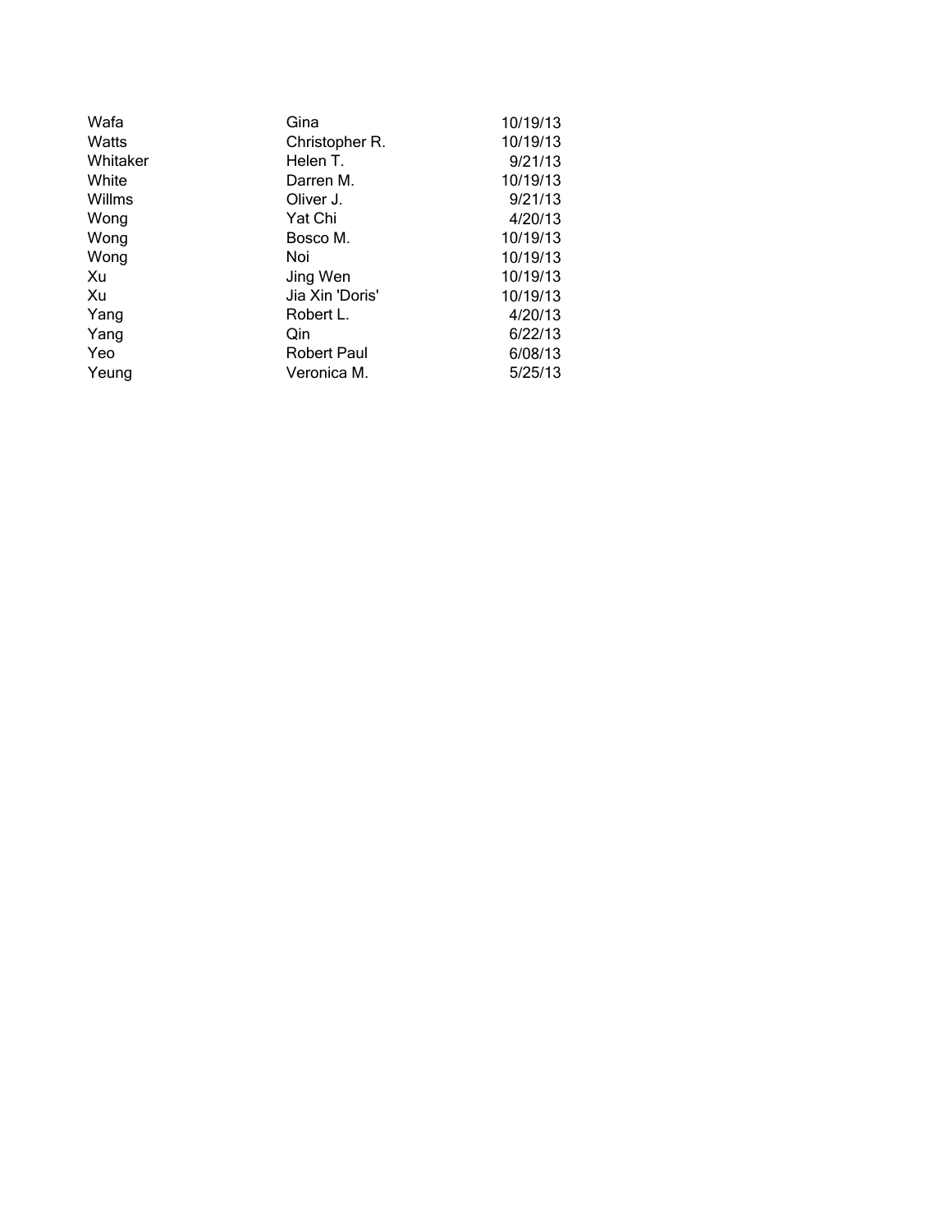| | | |
|---|---|---|
| Wafa | Gina | 10/19/13 |
| Watts | Christopher R. | 10/19/13 |
| Whitaker | Helen T. | 9/21/13 |
| White | Darren M. | 10/19/13 |
| Willms | Oliver J. | 9/21/13 |
| Wong | Yat Chi | 4/20/13 |
| Wong | Bosco M. | 10/19/13 |
| Wong | Noi | 10/19/13 |
| Xu | Jing Wen | 10/19/13 |
| Xu | Jia Xin 'Doris' | 10/19/13 |
| Yang | Robert L. | 4/20/13 |
| Yang | Qin | 6/22/13 |
| Yeo | Robert Paul | 6/08/13 |
| Yeung | Veronica M. | 5/25/13 |